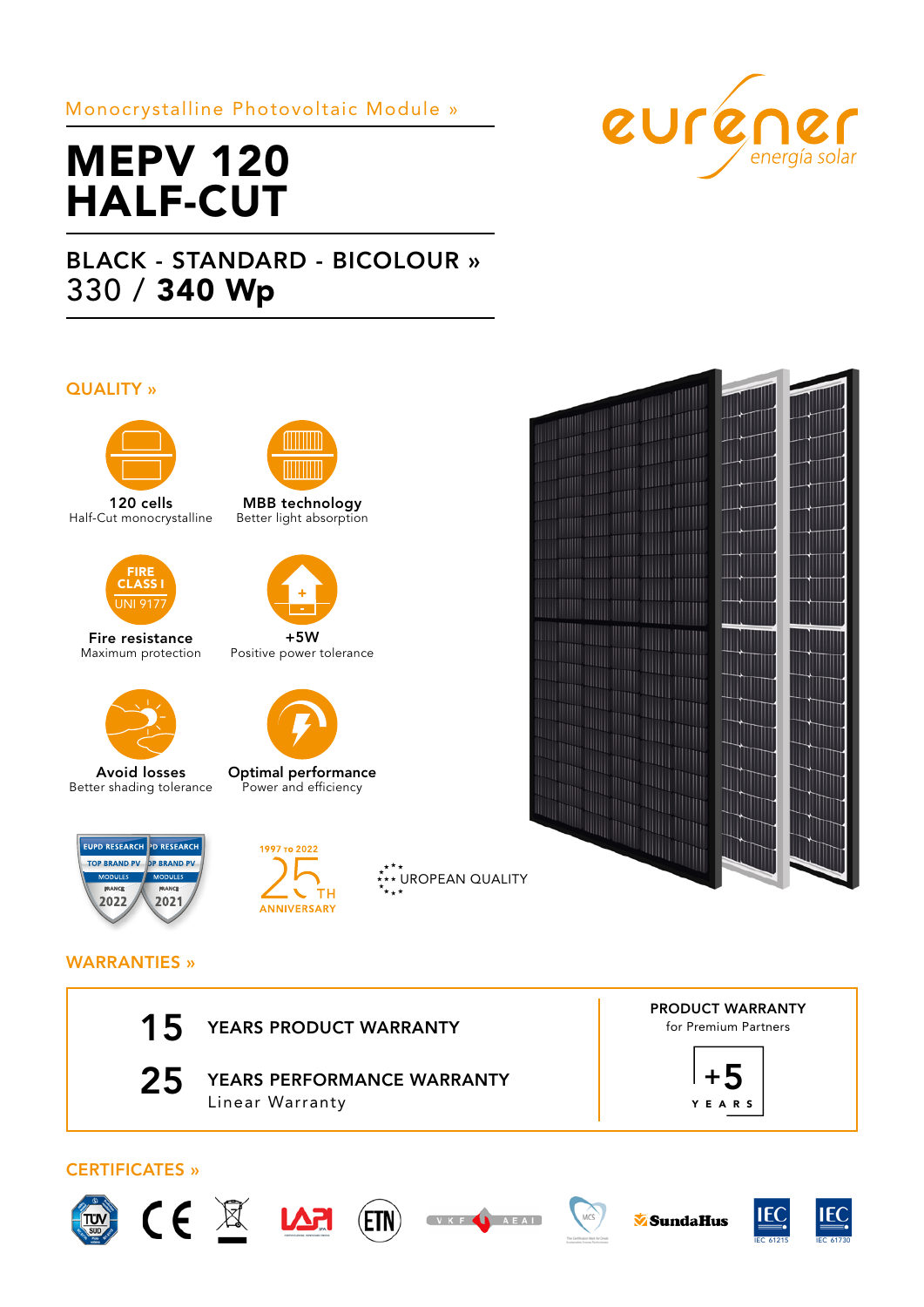Monocrystalline Photovoltaic Module »

# MEPV 120 HALF-CUT

## BLACK - STANDARD - BICOLOUR »

330 / **340 Wp**

eurener energía solar

## QUALITY »

**120 cells**
Half-Cut monocrystalline

**MBB technology**
Better light absorption

FIRE CLASS I UNI 9177

**Fire resistance**
Maximum protection

**+5W**
Positive power tolerance

**Avoid losses**
Better shading tolerance

**Optimal performance**
Power and efficiency

EUPD RESEARCH TOP BRAND PV MODULES FRANCE 2022

EUPD RESEARCH TOP BRAND PV MODULES FRANCE 2021

1997 TO 2022 25TH ANNIVERSARY

EUROPEAN QUALITY

## WARRANTIES »

**15** YEARS PRODUCT WARRANTY

**25** YEARS PERFORMANCE WARRANTY
Linear Warranty

**PRODUCT WARRANTY**
for Premium Partners

**+5** YEARS

## CERTIFICATES »

TÜV SÜD · CE · LAPI · ETN · VKF AEAI · MCS · SundaHus · IEC 61215 · IEC 61730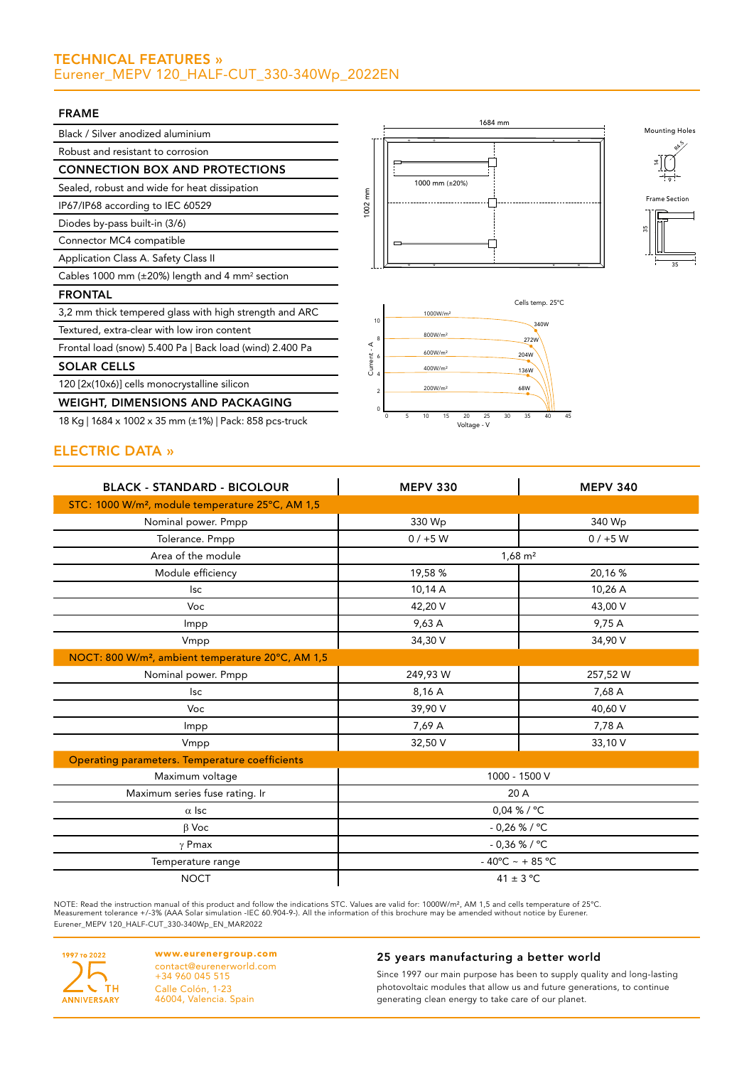## TECHNICAL FEATURES »

Eurener_MEPV 120_HALF-CUT_330-340Wp_2022EN

| FRAME |
|---|
| Black / Silver anodized aluminium |
| Robust and resistant to corrosion |
| **CONNECTION BOX AND PROTECTIONS** |
| Sealed, robust and wide for heat dissipation |
| IP67/IP68 according to IEC 60529 |
| Diodes by-pass built-in (3/6) |
| Connector MC4 compatible |
| Application Class A. Safety Class II |
| Cables 1000 mm (±20%) length and 4 mm² section |
| **FRONTAL** |
| 3,2 mm thick tempered glass with high strength and ARC |
| Textured, extra-clear with low iron content |
| Frontal load (snow) 5.400 Pa \| Back load (wind) 2.400 Pa |
| **SOLAR CELLS** |
| 120 [2x(10x6)] cells monocrystalline silicon |
| **WEIGHT, DIMENSIONS AND PACKAGING** |
| 18 Kg \| 1684 x 1002 x 35 mm (±1%) \| Pack: 858 pcs-truck |

1684 mm
1002 mm
1000 mm (±20%)
Mounting Holes
14
9
Ø4.5
Frame Section
35
35

Cells temp. 25°C
Current - A
Voltage - V
1000W/m² 340W
800W/m² 272W
600W/m² 204W
400W/m² 136W
200W/m² 68W
0 2 4 6 8 10
0 5 10 15 20 25 30 35 40 45

## ELECTRIC DATA »

| BLACK - STANDARD - BICOLOUR | MEPV 330 | MEPV 340 |
|---|---|---|
| STC: 1000 W/m², module temperature 25°C, AM 1,5 | | |
| Nominal power. Pmpp | 330 Wp | 340 Wp |
| Tolerance. Pmpp | 0 / +5 W | 0 / +5 W |
| Area of the module | 1,68 m² | |
| Module efficiency | 19,58 % | 20,16 % |
| Isc | 10,14 A | 10,26 A |
| Voc | 42,20 V | 43,00 V |
| Impp | 9,63 A | 9,75 A |
| Vmpp | 34,30 V | 34,90 V |
| NOCT: 800 W/m², ambient temperature 20°C, AM 1,5 | | |
| Nominal power. Pmpp | 249,93 W | 257,52 W |
| Isc | 8,16 A | 7,68 A |
| Voc | 39,90 V | 40,60 V |
| Impp | 7,69 A | 7,78 A |
| Vmpp | 32,50 V | 33,10 V |
| Operating parameters. Temperature coefficients | | |
| Maximum voltage | 1000 - 1500 V | |
| Maximum series fuse rating. Ir | 20 A | |
| α Isc | 0,04 % / °C | |
| β Voc | - 0,26 % / °C | |
| γ Pmax | - 0,36 % / °C | |
| Temperature range | - 40°C ~ + 85 °C | |
| NOCT | 41 ± 3 °C | |

NOTE: Read the instruction manual of this product and follow the indications STC. Values are valid for: 1000W/m², AM 1,5 and cells temperature of 25°C. Measurement tolerance +/-3% (AAA Solar simulation -IEC 60.904-9-). All the information of this brochure may be amended without notice by Eurener.
Eurener_MEPV 120_HALF-CUT_330-340Wp_EN_MAR2022

1997 TO 2022
25 TH ANNIVERSARY

**www.eurenergroup.com**
contact@eurenerworld.com
+34 960 045 515
Calle Colón, 1-23
46004, Valencia. Spain

### 25 years manufacturing a better world

Since 1997 our main purpose has been to supply quality and long-lasting photovoltaic modules that allow us and future generations, to continue generating clean energy to take care of our planet.